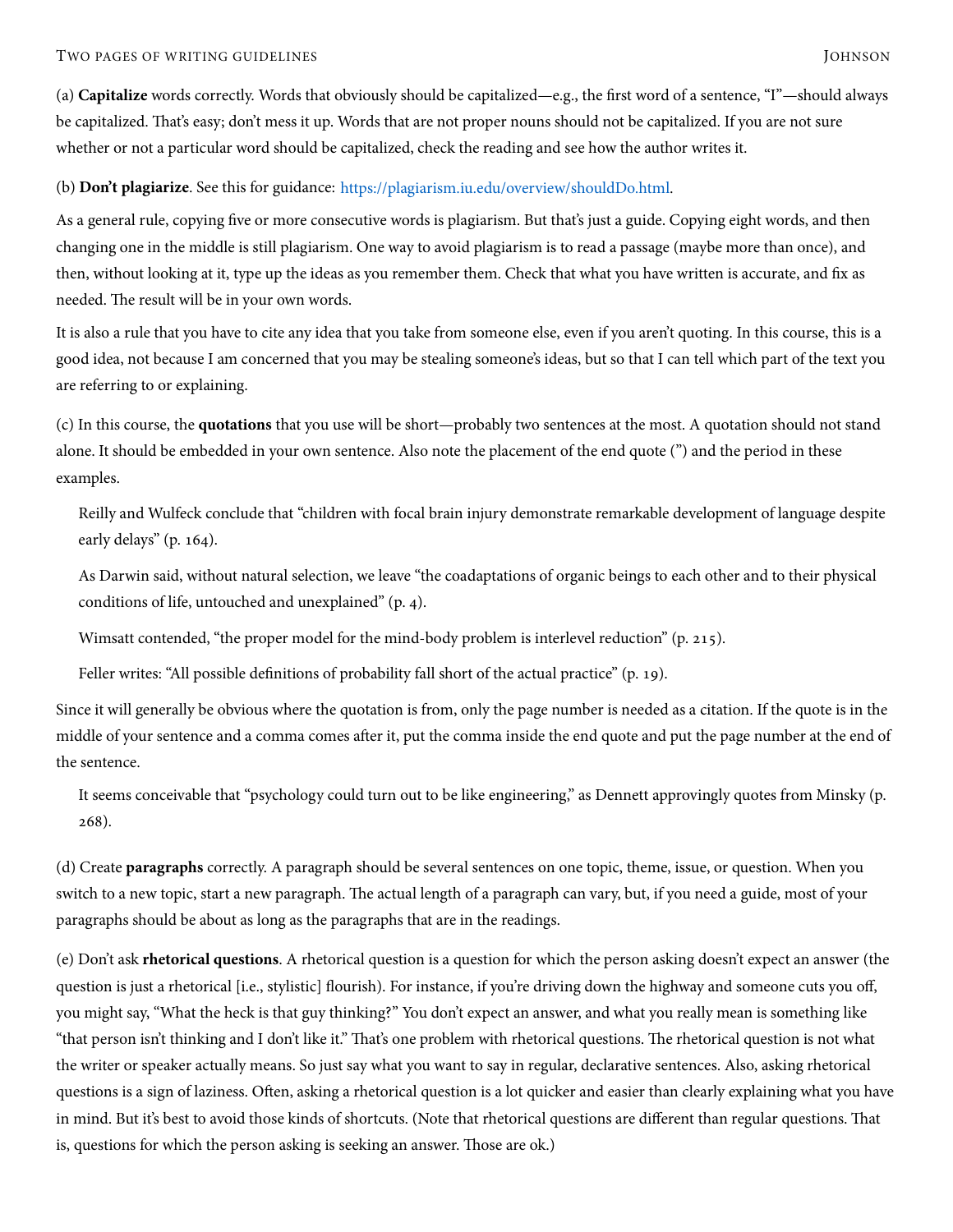(a) **Capitalize** words correctly. Words that obviously should be capitalized—e.g., the first word of a sentence, "I"—should always be capitalized. That's easy; don't mess it up. Words that are not proper nouns should not be capitalized. If you are not sure whether or not a particular word should be capitalized, check the reading and see how the author writes it.

(b) **Don't plagiarize**. See this for guidance: https://plagiarism.iu.edu/overview/shouldDo.html.

As a general rule, copying five or more consecutive words is plagiarism. But that's just a guide. Copying eight words, and then changing one in the middle is still plagiarism. One way to avoid plagiarism is to read a passage (maybe more than once), and then, without looking at it, type up the ideas as you remember them. Check that what you have written is accurate, and fix as needed. The result will be in your own words.

It is also a rule that you have to cite any idea that you take from someone else, even if you aren't quoting. In this course, this is a good idea, not because I am concerned that you may be stealing someone's ideas, but so that I can tell which part of the text you are referring to or explaining.

(c) In this course, the **quotations** that you use will be short—probably two sentences at the most. A quotation should not stand alone. It should be embedded in your own sentence. Also note the placement of the end quote (") and the period in these examples.

> Reilly and Wulfeck conclude that "children with focal brain injury demonstrate remarkable development of language despite early delays" (p. 164).
>
> As Darwin said, without natural selection, we leave "the coadaptations of organic beings to each other and to their physical conditions of life, untouched and unexplained" (p. 4).
>
> Wimsatt contended, "the proper model for the mind-body problem is interlevel reduction" (p. 215).
>
> Feller writes: "All possible definitions of probability fall short of the actual practice" (p. 19).

Since it will generally be obvious where the quotation is from, only the page number is needed as a citation. If the quote is in the middle of your sentence and a comma comes after it, put the comma inside the end quote and put the page number at the end of the sentence.

> It seems conceivable that "psychology could turn out to be like engineering," as Dennett approvingly quotes from Minsky (p. 268).

(d) Create **paragraphs** correctly. A paragraph should be several sentences on one topic, theme, issue, or question. When you switch to a new topic, start a new paragraph. The actual length of a paragraph can vary, but, if you need a guide, most of your paragraphs should be about as long as the paragraphs that are in the readings.

(e) Don't ask **rhetorical questions**. A rhetorical question is a question for which the person asking doesn't expect an answer (the question is just a rhetorical [i.e., stylistic] flourish). For instance, if you're driving down the highway and someone cuts you off, you might say, "What the heck is that guy thinking?" You don't expect an answer, and what you really mean is something like "that person isn't thinking and I don't like it." That's one problem with rhetorical questions. The rhetorical question is not what the writer or speaker actually means. So just say what you want to say in regular, declarative sentences. Also, asking rhetorical questions is a sign of laziness. Often, asking a rhetorical question is a lot quicker and easier than clearly explaining what you have in mind. But it's best to avoid those kinds of shortcuts. (Note that rhetorical questions are different than regular questions. That is, questions for which the person asking is seeking an answer. Those are ok.)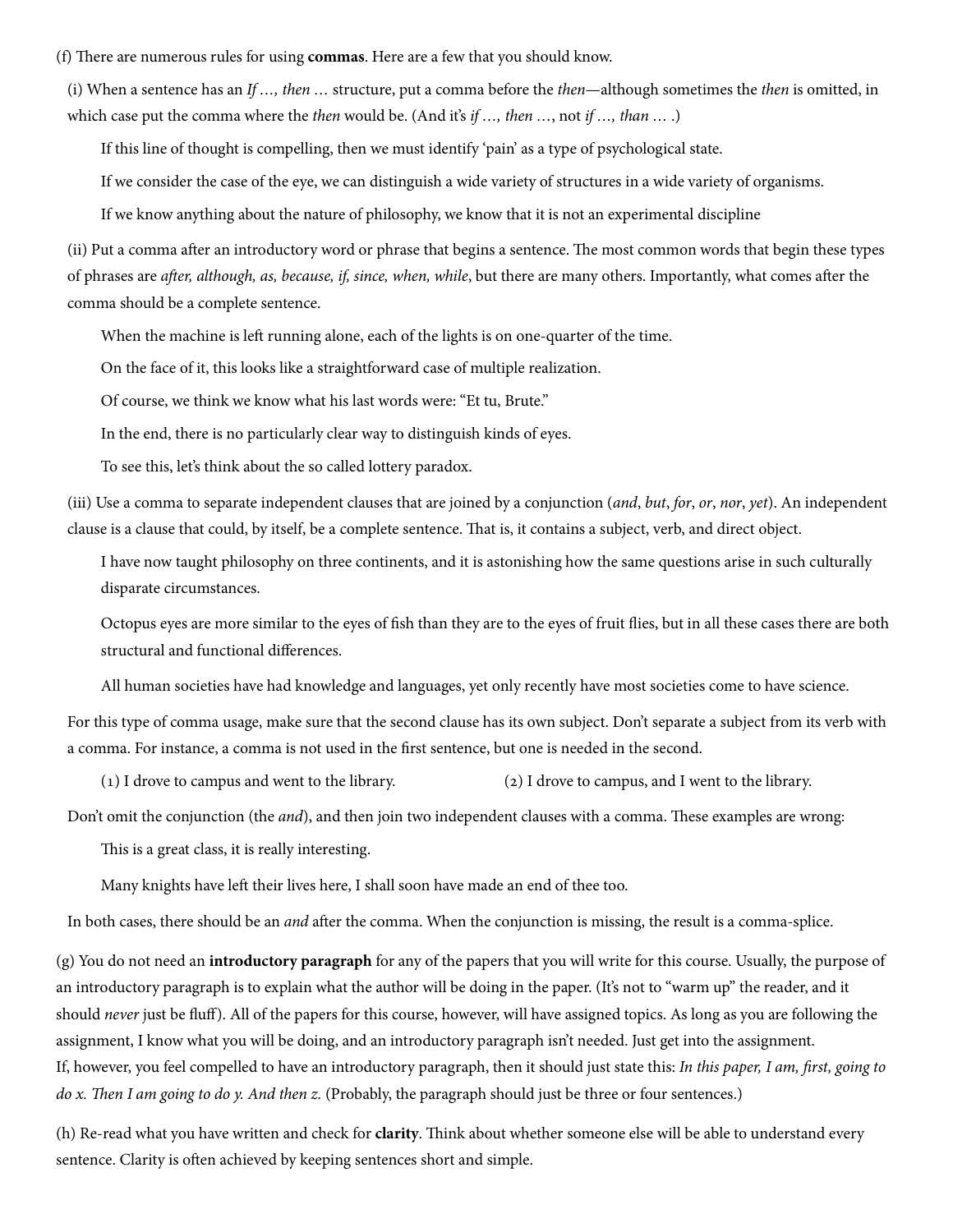(f) There are numerous rules for using **commas**. Here are a few that you should know.

(i) When a sentence has an *If …, then …* structure, put a comma before the *then*—although sometimes the *then* is omitted, in which case put the comma where the *then* would be. (And it's *if …, then …*, not *if …, than … .*)

> If this line of thought is compelling, then we must identify 'pain' as a type of psychological state.
>
> If we consider the case of the eye, we can distinguish a wide variety of structures in a wide variety of organisms.
>
> If we know anything about the nature of philosophy, we know that it is not an experimental discipline

(ii) Put a comma after an introductory word or phrase that begins a sentence. The most common words that begin these types of phrases are *after, although, as, because, if, since, when, while*, but there are many others. Importantly, what comes after the comma should be a complete sentence.

> When the machine is left running alone, each of the lights is on one-quarter of the time.
>
> On the face of it, this looks like a straightforward case of multiple realization.
>
> Of course, we think we know what his last words were: "Et tu, Brute."
>
> In the end, there is no particularly clear way to distinguish kinds of eyes.
>
> To see this, let's think about the so called lottery paradox.

(iii) Use a comma to separate independent clauses that are joined by a conjunction (*and*, *but*, *for*, *or*, *nor*, *yet*). An independent clause is a clause that could, by itself, be a complete sentence. That is, it contains a subject, verb, and direct object.

> I have now taught philosophy on three continents, and it is astonishing how the same questions arise in such culturally disparate circumstances.
>
> Octopus eyes are more similar to the eyes of fish than they are to the eyes of fruit flies, but in all these cases there are both structural and functional differences.
>
> All human societies have had knowledge and languages, yet only recently have most societies come to have science.

For this type of comma usage, make sure that the second clause has its own subject. Don't separate a subject from its verb with a comma. For instance, a comma is not used in the first sentence, but one is needed in the second.

> (1) I drove to campus and went to the library. (2) I drove to campus, and I went to the library.

Don't omit the conjunction (the *and*), and then join two independent clauses with a comma. These examples are wrong:

> This is a great class, it is really interesting.
>
> Many knights have left their lives here, I shall soon have made an end of thee too.

In both cases, there should be an *and* after the comma. When the conjunction is missing, the result is a comma-splice.

(g) You do not need an **introductory paragraph** for any of the papers that you will write for this course. Usually, the purpose of an introductory paragraph is to explain what the author will be doing in the paper. (It's not to "warm up" the reader, and it should *never* just be fluff). All of the papers for this course, however, will have assigned topics. As long as you are following the assignment, I know what you will be doing, and an introductory paragraph isn't needed. Just get into the assignment.
If, however, you feel compelled to have an introductory paragraph, then it should just state this: *In this paper, I am, first, going to do x. Then I am going to do y. And then z.* (Probably, the paragraph should just be three or four sentences.)

(h) Re-read what you have written and check for **clarity**. Think about whether someone else will be able to understand every sentence. Clarity is often achieved by keeping sentences short and simple.